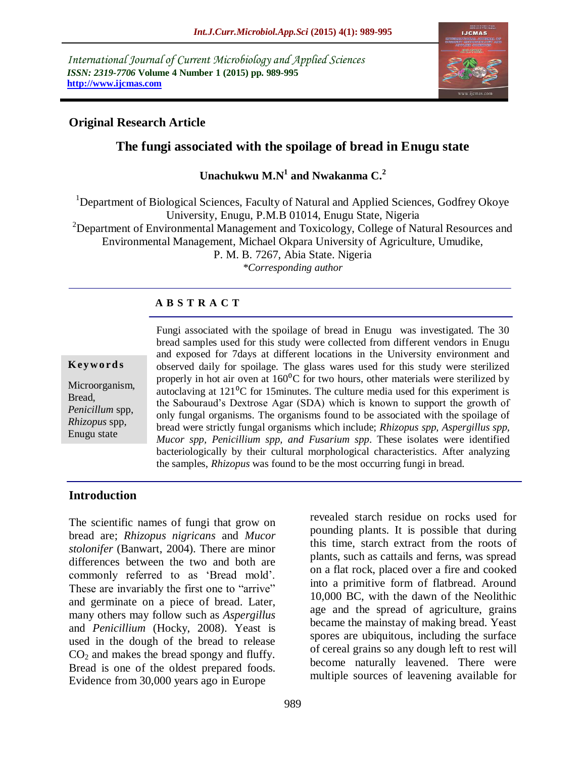International Journal of Current Microbiology and Applied Sciences
*ISSN: 2319-7706* **Volume 4 Number 1 (2015) pp. 989-995**
**http://www.ijcmas.com**

## Original Research Article

# The fungi associated with the spoilage of bread in Enugu state

**Unachukwu M.N[1] and Nwakanma C.[2]**

[1]Department of Biological Sciences, Faculty of Natural and Applied Sciences, Godfrey Okoye University, Enugu, P.M.B 01014, Enugu State, Nigeria
[2]Department of Environmental Management and Toxicology, College of Natural Resources and Environmental Management, Michael Okpara University of Agriculture, Umudike, P. M. B. 7267, Abia State. Nigeria
*\*Corresponding author*

**Keywords**

Microorganism, Bread, *Penicillum* spp, *Rhizopus* spp, Enugu state

## A B S T R A C T

Fungi associated with the spoilage of bread in Enugu was investigated. The 30 bread samples used for this study were collected from different vendors in Enugu and exposed for 7days at different locations in the University environment and observed daily for spoilage. The glass wares used for this study were sterilized properly in hot air oven at 160$^0$C for two hours, other materials were sterilized by autoclaving at 121$^0$C for 15minutes. The culture media used for this experiment is the Sabouraud's Dextrose Agar (SDA) which is known to support the growth of only fungal organisms. The organisms found to be associated with the spoilage of bread were strictly fungal organisms which include; *Rhizopus spp, Aspergillus spp, Mucor spp, Penicillium spp, and Fusarium spp*. These isolates were identified bacteriologically by their cultural morphological characteristics. After analyzing the samples, *Rhizopus* was found to be the most occurring fungi in bread.

## Introduction

The scientific names of fungi that grow on bread are; *Rhizopus nigricans* and *Mucor stolonifer* (Banwart, 2004). There are minor differences between the two and both are commonly referred to as 'Bread mold'. These are invariably the first one to "arrive" and germinate on a piece of bread. Later, many others may follow such as *Aspergillus* and *Penicillium* (Hocky, 2008). Yeast is used in the dough of the bread to release $CO_2$ and makes the bread spongy and fluffy. Bread is one of the oldest prepared foods. Evidence from 30,000 years ago in Europe revealed starch residue on rocks used for pounding plants. It is possible that during this time, starch extract from the roots of plants, such as cattails and ferns, was spread on a flat rock, placed over a fire and cooked into a primitive form of flatbread. Around 10,000 BC, with the dawn of the Neolithic age and the spread of agriculture, grains became the mainstay of making bread. Yeast spores are ubiquitous, including the surface of cereal grains so any dough left to rest will become naturally leavened. There were multiple sources of leavening available for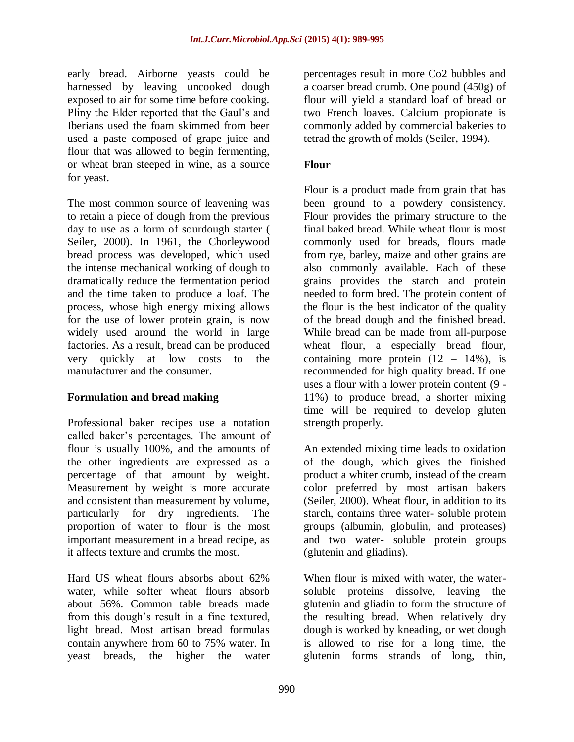early bread. Airborne yeasts could be harnessed by leaving uncooked dough exposed to air for some time before cooking. Pliny the Elder reported that the Gaul's and Iberians used the foam skimmed from beer used a paste composed of grape juice and flour that was allowed to begin fermenting, or wheat bran steeped in wine, as a source for yeast.

The most common source of leavening was to retain a piece of dough from the previous day to use as a form of sourdough starter ( Seiler, 2000). In 1961, the Chorleywood bread process was developed, which used the intense mechanical working of dough to dramatically reduce the fermentation period and the time taken to produce a loaf. The process, whose high energy mixing allows for the use of lower protein grain, is now widely used around the world in large factories. As a result, bread can be produced very quickly at low costs to the manufacturer and the consumer.

## Formulation and bread making

Professional baker recipes use a notation called baker's percentages. The amount of flour is usually 100%, and the amounts of the other ingredients are expressed as a percentage of that amount by weight. Measurement by weight is more accurate and consistent than measurement by volume, particularly for dry ingredients. The proportion of water to flour is the most important measurement in a bread recipe, as it affects texture and crumbs the most.

Hard US wheat flours absorbs about 62% water, while softer wheat flours absorb about 56%. Common table breads made from this dough's result in a fine textured, light bread. Most artisan bread formulas contain anywhere from 60 to 75% water. In yeast breads, the higher the water percentages result in more Co2 bubbles and a coarser bread crumb. One pound (450g) of flour will yield a standard loaf of bread or two French loaves. Calcium propionate is commonly added by commercial bakeries to tetrad the growth of molds (Seiler, 1994).

## Flour

Flour is a product made from grain that has been ground to a powdery consistency. Flour provides the primary structure to the final baked bread. While wheat flour is most commonly used for breads, flours made from rye, barley, maize and other grains are also commonly available. Each of these grains provides the starch and protein needed to form bred. The protein content of the flour is the best indicator of the quality of the bread dough and the finished bread. While bread can be made from all-purpose wheat flour, a especially bread flour, containing more protein (12 – 14%), is recommended for high quality bread. If one uses a flour with a lower protein content (9 - 11%) to produce bread, a shorter mixing time will be required to develop gluten strength properly.

An extended mixing time leads to oxidation of the dough, which gives the finished product a whiter crumb, instead of the cream color preferred by most artisan bakers (Seiler, 2000). Wheat flour, in addition to its starch, contains three water- soluble protein groups (albumin, globulin, and proteases) and two water- soluble protein groups (glutenin and gliadins).

When flour is mixed with water, the water-soluble proteins dissolve, leaving the glutenin and gliadin to form the structure of the resulting bread. When relatively dry dough is worked by kneading, or wet dough is allowed to rise for a long time, the glutenin forms strands of long, thin,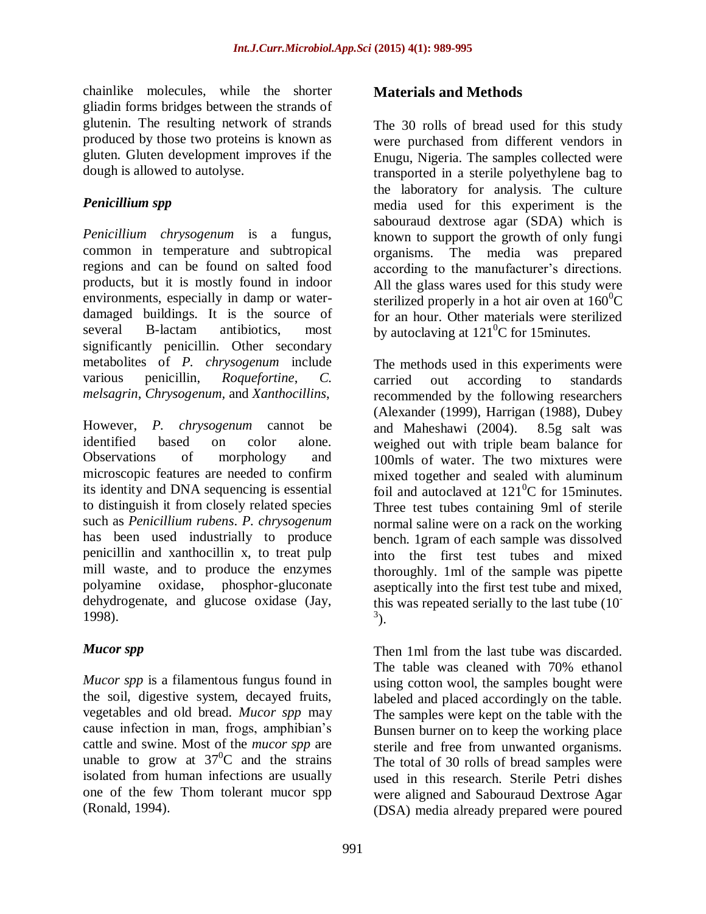chainlike molecules, while the shorter gliadin forms bridges between the strands of glutenin. The resulting network of strands produced by those two proteins is known as gluten. Gluten development improves if the dough is allowed to autolyse.

### *Penicillium spp*

*Penicillium chrysogenum* is a fungus, common in temperature and subtropical regions and can be found on salted food products, but it is mostly found in indoor environments, especially in damp or water-damaged buildings. It is the source of several B-lactam antibiotics, most significantly penicillin. Other secondary metabolites of *P. chrysogenum* include various penicillin, *Roquefortine*, *C. melsagrin*, *Chrysogenum,* and *Xanthocillins*,

However, *P. chrysogenum* cannot be identified based on color alone. Observations of morphology and microscopic features are needed to confirm its identity and DNA sequencing is essential to distinguish it from closely related species such as *Penicillium rubens*. *P. chrysogenum* has been used industrially to produce penicillin and xanthocillin x, to treat pulp mill waste, and to produce the enzymes polyamine oxidase, phosphor-gluconate dehydrogenate, and glucose oxidase (Jay, 1998).

### *Mucor spp*

*Mucor spp* is a filamentous fungus found in the soil, digestive system, decayed fruits, vegetables and old bread. *Mucor spp* may cause infection in man, frogs, amphibian's cattle and swine. Most of the *mucor spp* are unable to grow at $37^0$C and the strains isolated from human infections are usually one of the few Thom tolerant mucor spp (Ronald, 1994).

## Materials and Methods

The 30 rolls of bread used for this study were purchased from different vendors in Enugu, Nigeria. The samples collected were transported in a sterile polyethylene bag to the laboratory for analysis. The culture media used for this experiment is the sabouraud dextrose agar (SDA) which is known to support the growth of only fungi organisms. The media was prepared according to the manufacturer's directions. All the glass wares used for this study were sterilized properly in a hot air oven at $160^0$C for an hour. Other materials were sterilized by autoclaving at $121^0$C for 15minutes.

The methods used in this experiments were carried out according to standards recommended by the following researchers (Alexander (1999), Harrigan (1988), Dubey and Maheshawi (2004). 8.5g salt was weighed out with triple beam balance for 100mls of water. The two mixtures were mixed together and sealed with aluminum foil and autoclaved at $121^0$C for 15minutes. Three test tubes containing 9ml of sterile normal saline were on a rack on the working bench. 1gram of each sample was dissolved into the first test tubes and mixed thoroughly. 1ml of the sample was pipette aseptically into the first test tube and mixed, this was repeated serially to the last tube ($10^{-3}$).

Then 1ml from the last tube was discarded. The table was cleaned with 70% ethanol using cotton wool, the samples bought were labeled and placed accordingly on the table. The samples were kept on the table with the Bunsen burner on to keep the working place sterile and free from unwanted organisms. The total of 30 rolls of bread samples were used in this research. Sterile Petri dishes were aligned and Sabouraud Dextrose Agar (DSA) media already prepared were poured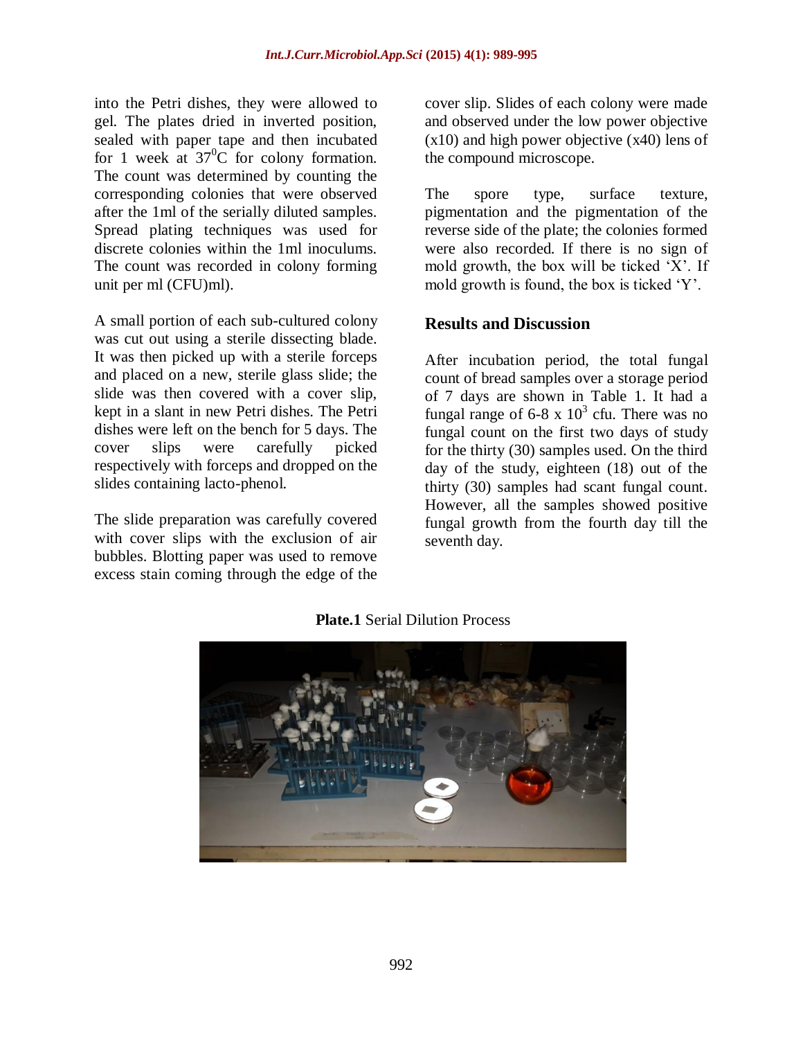into the Petri dishes, they were allowed to gel. The plates dried in inverted position, sealed with paper tape and then incubated for 1 week at $37^0$C for colony formation. The count was determined by counting the corresponding colonies that were observed after the 1ml of the serially diluted samples. Spread plating techniques was used for discrete colonies within the 1ml inoculums. The count was recorded in colony forming unit per ml (CFU)ml).

A small portion of each sub-cultured colony was cut out using a sterile dissecting blade. It was then picked up with a sterile forceps and placed on a new, sterile glass slide; the slide was then covered with a cover slip, kept in a slant in new Petri dishes. The Petri dishes were left on the bench for 5 days. The cover slips were carefully picked respectively with forces and dropped on the slides containing lacto-phenol.

The slide preparation was carefully covered with cover slips with the exclusion of air bubbles. Blotting paper was used to remove excess stain coming through the edge of the cover slip. Slides of each colony were made and observed under the low power objective (x10) and high power objective (x40) lens of the compound microscope.

The spore type, surface texture, pigmentation and the pigmentation of the reverse side of the plate; the colonies formed were also recorded. If there is no sign of mold growth, the box will be ticked 'X'. If mold growth is found, the box is ticked 'Y'.

## Results and Discussion

After incubation period, the total fungal count of bread samples over a storage period of 7 days are shown in Table 1. It had a fungal range of 6-8 x $10^3$ cfu. There was no fungal count on the first two days of study for the thirty (30) samples used. On the third day of the study, eighteen (18) out of the thirty (30) samples had scant fungal count. However, all the samples showed positive fungal growth from the fourth day till the seventh day.

**Plate.1** Serial Dilution Process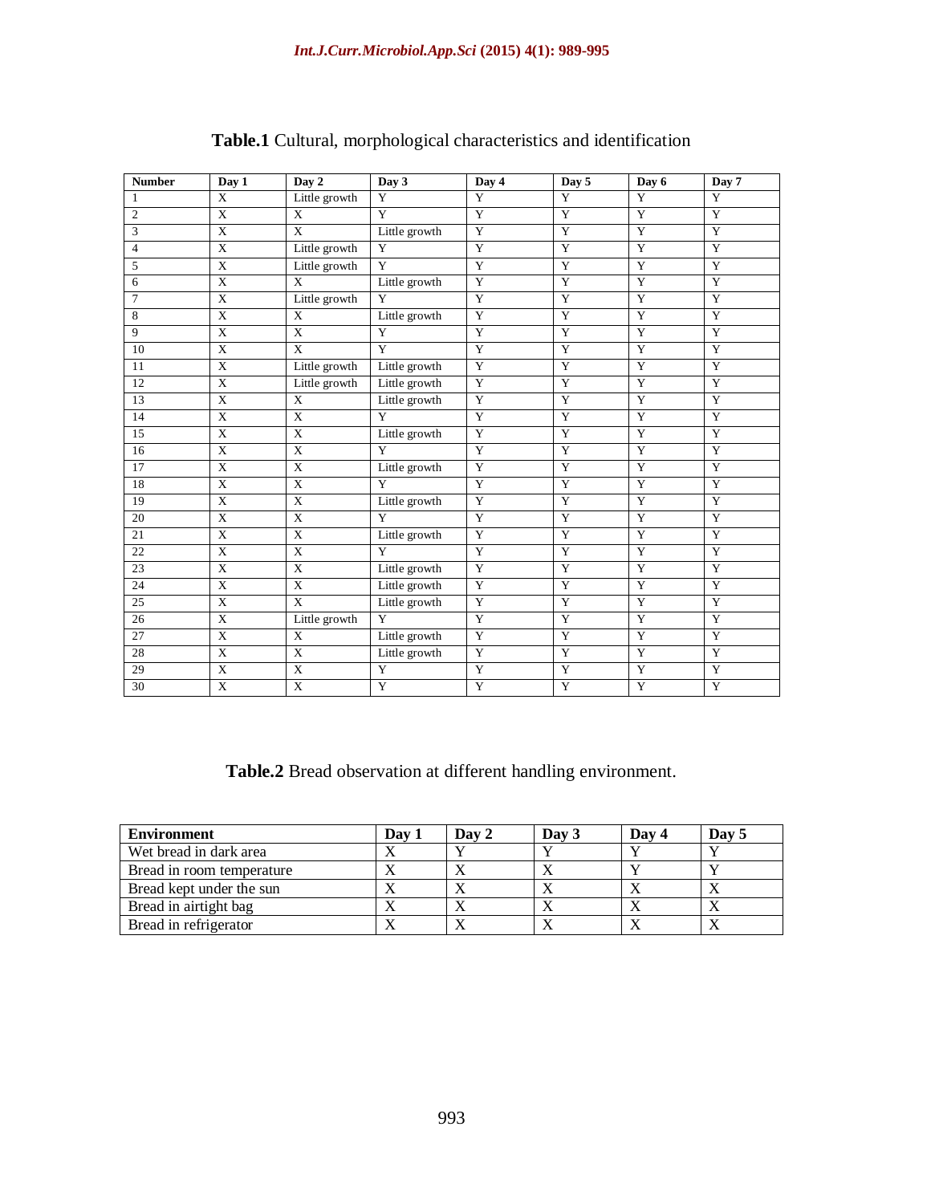**Table.1** Cultural, morphological characteristics and identification

| Number | Day 1 | Day 2 | Day 3 | Day 4 | Day 5 | Day 6 | Day 7 |
|---|---|---|---|---|---|---|---|
| 1 | X | Little growth | Y | Y | Y | Y | Y |
| 2 | X | X | Y | Y | Y | Y | Y |
| 3 | X | X | Little growth | Y | Y | Y | Y |
| 4 | X | Little growth | Y | Y | Y | Y | Y |
| 5 | X | Little growth | Y | Y | Y | Y | Y |
| 6 | X | X | Little growth | Y | Y | Y | Y |
| 7 | X | Little growth | Y | Y | Y | Y | Y |
| 8 | X | X | Little growth | Y | Y | Y | Y |
| 9 | X | X | Y | Y | Y | Y | Y |
| 10 | X | X | Y | Y | Y | Y | Y |
| 11 | X | Little growth | Little growth | Y | Y | Y | Y |
| 12 | X | Little growth | Little growth | Y | Y | Y | Y |
| 13 | X | X | Little growth | Y | Y | Y | Y |
| 14 | X | X | Y | Y | Y | Y | Y |
| 15 | X | X | Little growth | Y | Y | Y | Y |
| 16 | X | X | Y | Y | Y | Y | Y |
| 17 | X | X | Little growth | Y | Y | Y | Y |
| 18 | X | X | Y | Y | Y | Y | Y |
| 19 | X | X | Little growth | Y | Y | Y | Y |
| 20 | X | X | Y | Y | Y | Y | Y |
| 21 | X | X | Little growth | Y | Y | Y | Y |
| 22 | X | X | Y | Y | Y | Y | Y |
| 23 | X | X | Little growth | Y | Y | Y | Y |
| 24 | X | X | Little growth | Y | Y | Y | Y |
| 25 | X | X | Little growth | Y | Y | Y | Y |
| 26 | X | Little growth | Y | Y | Y | Y | Y |
| 27 | X | X | Little growth | Y | Y | Y | Y |
| 28 | X | X | Little growth | Y | Y | Y | Y |
| 29 | X | X | Y | Y | Y | Y | Y |
| 30 | X | X | Y | Y | Y | Y | Y |

**Table.2** Bread observation at different handling environment.

| Environment | Day 1 | Day 2 | Day 3 | Day 4 | Day 5 |
|---|---|---|---|---|---|
| Wet bread in dark area | X | Y | Y | Y | Y |
| Bread in room temperature | X | X | X | Y | Y |
| Bread kept under the sun | X | X | X | X | X |
| Bread in airtight bag | X | X | X | X | X |
| Bread in refrigerator | X | X | X | X | X |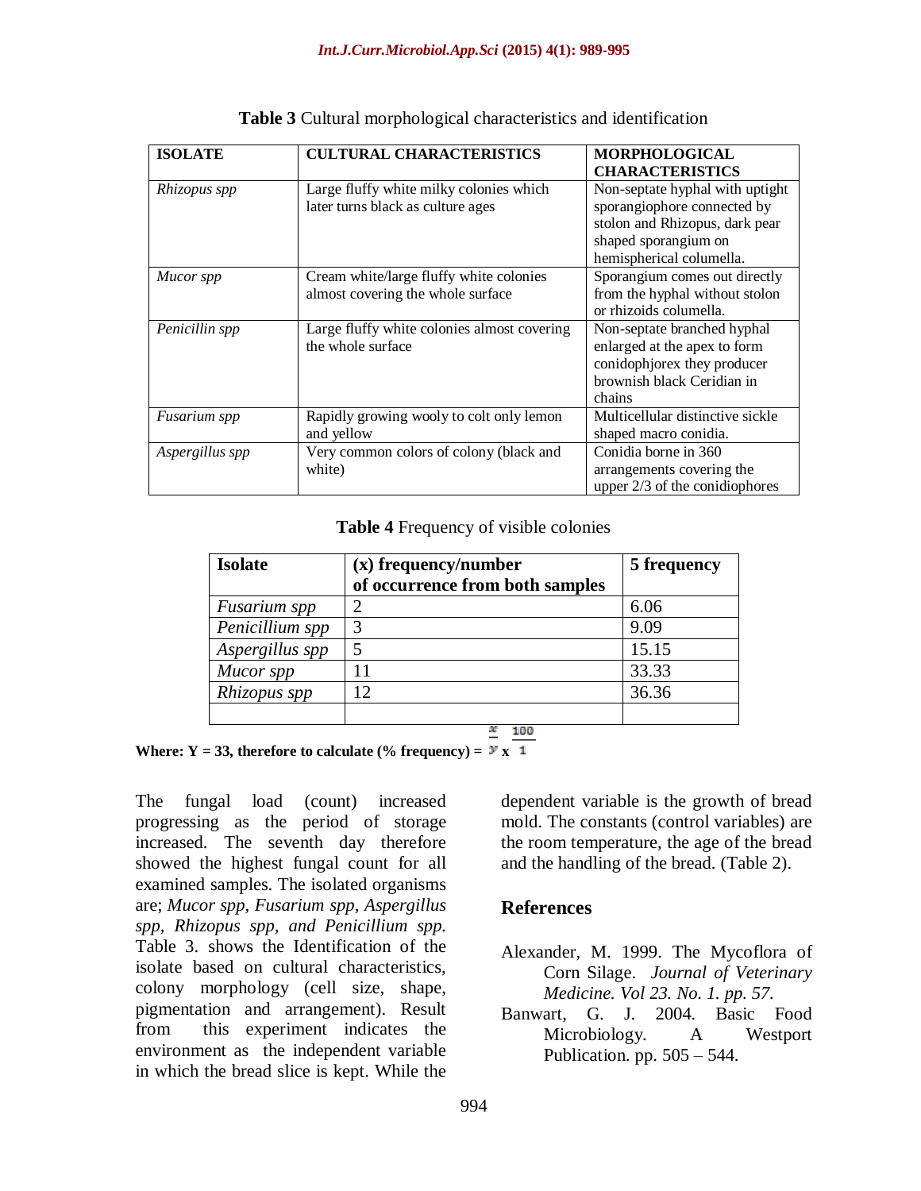**Table 3** Cultural morphological characteristics and identification

| ISOLATE | CULTURAL CHARACTERISTICS | MORPHOLOGICAL CHARACTERISTICS |
|---|---|---|
| *Rhizopus spp* | Large fluffy white milky colonies which later turns black as culture ages | Non-septate hyphal with uptight sporangiophore connected by stolon and Rhizopus, dark pear shaped sporangium on hemispherical columella. |
| *Mucor spp* | Cream white/large fluffy white colonies almost covering the whole surface | Sporangium comes out directly from the hyphal without stolon or rhizoids columella. |
| *Penicillin spp* | Large fluffy white colonies almost covering the whole surface | Non-septate branched hyphal enlarged at the apex to form conidophjorex they producer brownish black Ceridian in chains |
| *Fusarium spp* | Rapidly growing wooly to colt only lemon and yellow | Multicellular distinctive sickle shaped macro conidia. |
| *Aspergillus spp* | Very common colors of colony (black and white) | Conidia borne in 360 arrangements covering the upper 2/3 of the conidiophores |

**Table 4** Frequency of visible colonies

| Isolate | (x) frequency/number of occurrence from both samples | 5 frequency |
|---|---|---|
| *Fusarium spp* | 2 | 6.06 |
| *Penicillium spp* | 3 | 9.09 |
| *Aspergillus spp* | 5 | 15.15 |
| *Mucor spp* | 11 | 33.33 |
| *Rhizopus spp* | 12 | 36.36 |
| | | |

**Where: Y = 33, therefore to calculate (% frequency) =** $\frac{x}{y} \times \frac{100}{1}$

The fungal load (count) increased progressing as the period of storage increased. The seventh day therefore showed the highest fungal count for all examined samples. The isolated organisms are; *Mucor spp*, *Fusarium spp*, *Aspergillus spp*, *Rhizopus spp*, *and Penicillium spp.* Table 3. shows the Identification of the isolate based on cultural characteristics, colony morphology (cell size, shape, pigmentation and arrangement). Result from this experiment indicates the environment as the independent variable in which the bread slice is kept. While the dependent variable is the growth of bread mold. The constants (control variables) are the room temperature, the age of the bread and the handling of the bread. (Table 2).

## References

Alexander, M. 1999. The Mycoflora of Corn Silage. *Journal of Veterinary Medicine. Vol 23. No. 1. pp. 57.*

Banwart, G. J. 2004. Basic Food Microbiology. A Westport Publication. pp. 505 – 544.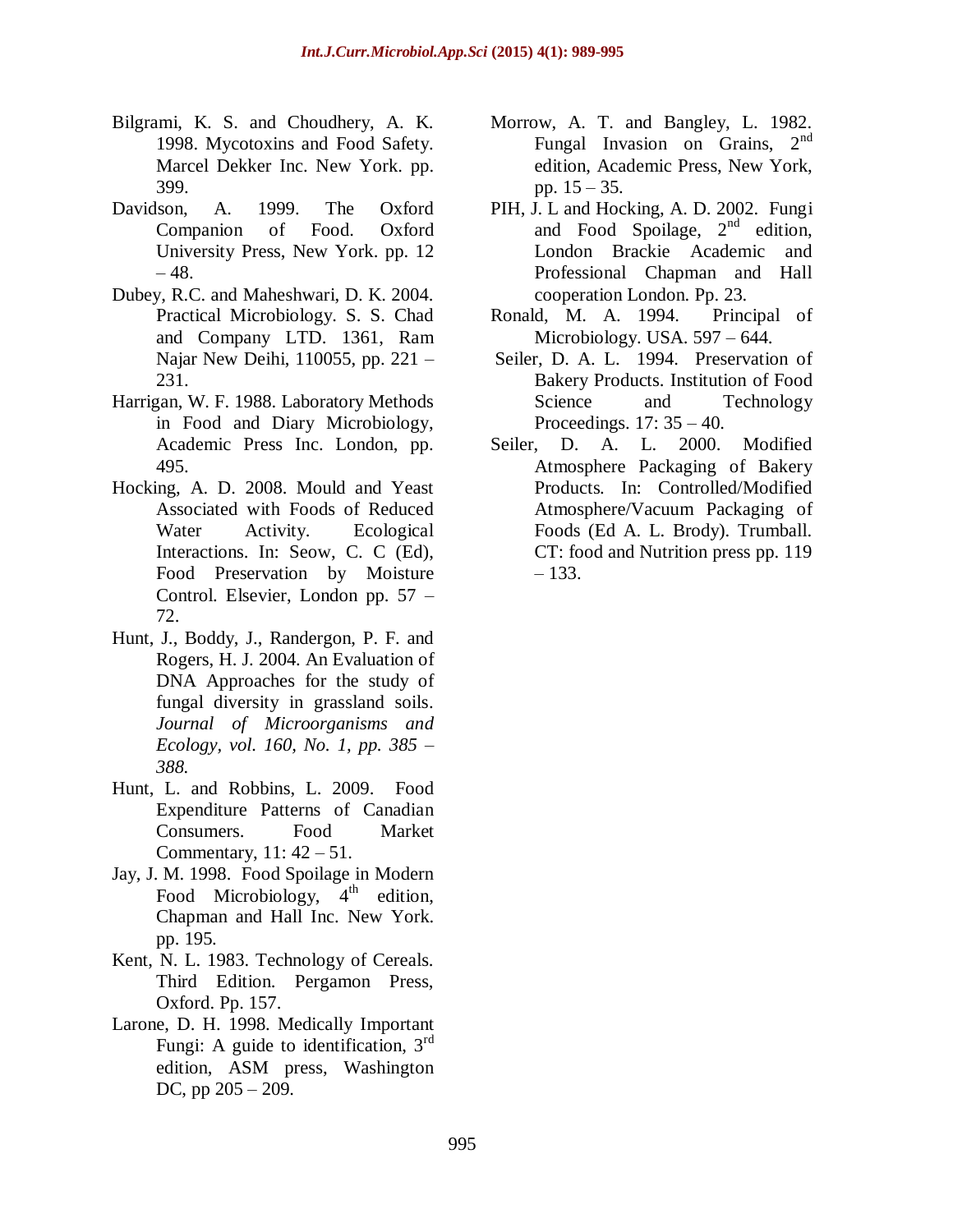Bilgrami, K. S. and Choudhery, A. K. 1998. Mycotoxins and Food Safety. Marcel Dekker Inc. New York. pp. 399.

Davidson, A. 1999. The Oxford Companion of Food. Oxford University Press, New York. pp. 12 – 48.

Dubey, R.C. and Maheshwari, D. K. 2004. Practical Microbiology. S. S. Chad and Company LTD. 1361, Ram Najar New Deihi, 110055, pp. 221 – 231.

Harrigan, W. F. 1988. Laboratory Methods in Food and Diary Microbiology, Academic Press Inc. London, pp. 495.

Hocking, A. D. 2008. Mould and Yeast Associated with Foods of Reduced Water Activity. Ecological Interactions. In: Seow, C. C (Ed), Food Preservation by Moisture Control. Elsevier, London pp. 57 – 72.

Hunt, J., Boddy, J., Randergon, P. F. and Rogers, H. J. 2004. An Evaluation of DNA Approaches for the study of fungal diversity in grassland soils. *Journal of Microorganisms and Ecology, vol. 160, No. 1, pp. 385 – 388.*

Hunt, L. and Robbins, L. 2009. Food Expenditure Patterns of Canadian Consumers. Food Market Commentary, 11: 42 – 51.

Jay, J. M. 1998. Food Spoilage in Modern Food Microbiology, 4th edition, Chapman and Hall Inc. New York. pp. 195.

Kent, N. L. 1983. Technology of Cereals. Third Edition. Pergamon Press, Oxford. Pp. 157.

Larone, D. H. 1998. Medically Important Fungi: A guide to identification, 3rd edition, ASM press, Washington DC, pp 205 – 209.

Morrow, A. T. and Bangley, L. 1982. Fungal Invasion on Grains, 2nd edition, Academic Press, New York, pp. 15 – 35.

PIH, J. L and Hocking, A. D. 2002. Fungi and Food Spoilage, 2nd edition, London Brackie Academic and Professional Chapman and Hall cooperation London. Pp. 23.

Ronald, M. A. 1994. Principal of Microbiology. USA. 597 – 644.

Seiler, D. A. L. 1994. Preservation of Bakery Products. Institution of Food Science and Technology Proceedings. 17: 35 – 40.

Seiler, D. A. L. 2000. Modified Atmosphere Packaging of Bakery Products. In: Controlled/Modified Atmosphere/Vacuum Packaging of Foods (Ed A. L. Brody). Trumball. CT: food and Nutrition press pp. 119 – 133.